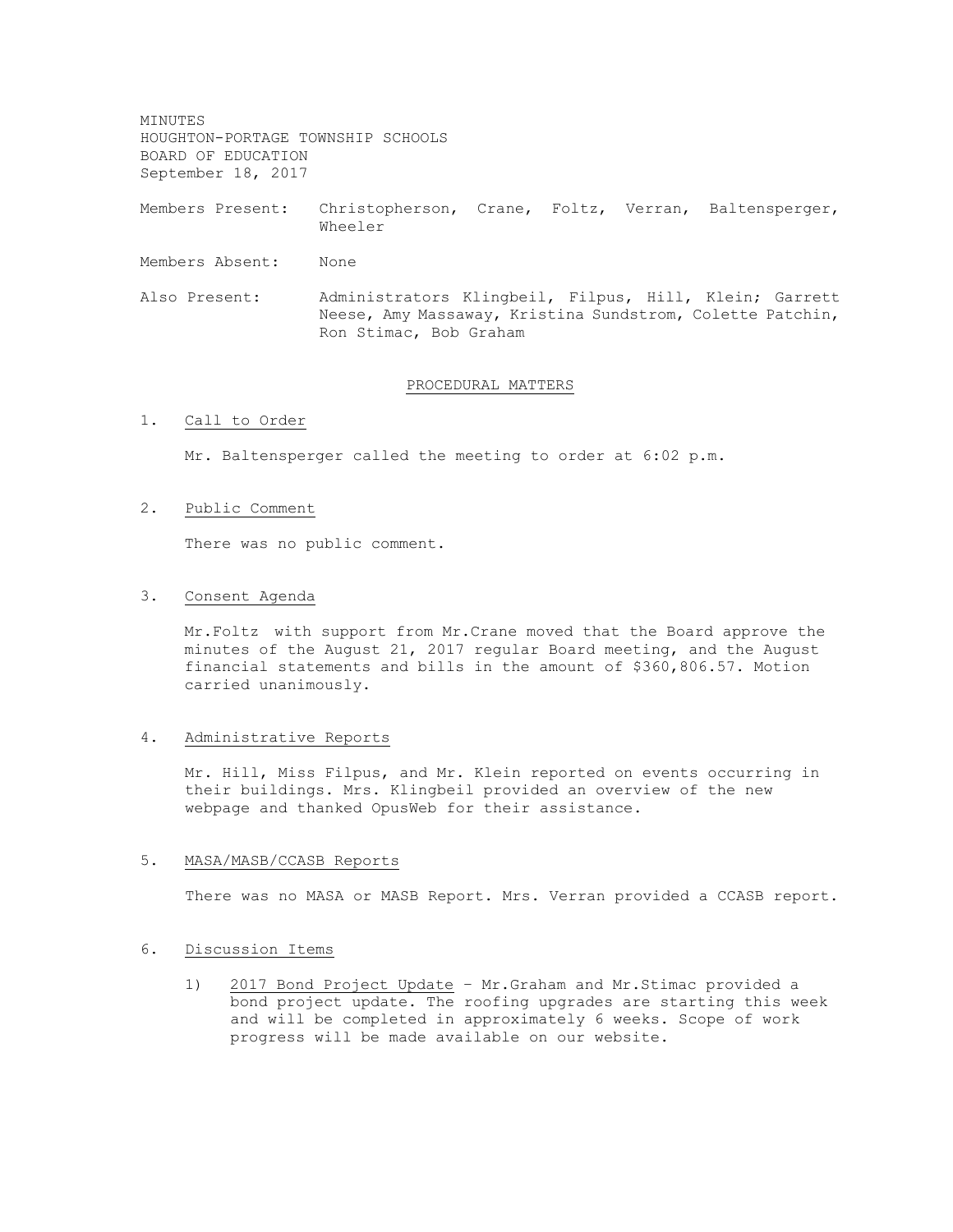MINUTES
HOUGHTON-PORTAGE TOWNSHIP SCHOOLS
BOARD OF EDUCATION
September 18, 2017

Members Present: Christopherson, Crane, Foltz, Verran, Baltensperger, Wheeler

Members Absent: None

Also Present: Administrators Klingbeil, Filpus, Hill, Klein; Garrett Neese, Amy Massaway, Kristina Sundstrom, Colette Patchin, Ron Stimac, Bob Graham

## PROCEDURAL MATTERS

1. Call to Order

   Mr. Baltensperger called the meeting to order at 6:02 p.m.

2. Public Comment

   There was no public comment.

3. Consent Agenda

   Mr.Foltz with support from Mr.Crane moved that the Board approve the minutes of the August 21, 2017 regular Board meeting, and the August financial statements and bills in the amount of $360,806.57. Motion carried unanimously.

4. Administrative Reports

   Mr. Hill, Miss Filpus, and Mr. Klein reported on events occurring in their buildings. Mrs. Klingbeil provided an overview of the new webpage and thanked OpusWeb for their assistance.

5. MASA/MASB/CCASB Reports

   There was no MASA or MASB Report. Mrs. Verran provided a CCASB report.

6. Discussion Items

   1) 2017 Bond Project Update – Mr.Graham and Mr.Stimac provided a bond project update. The roofing upgrades are starting this week and will be completed in approximately 6 weeks. Scope of work progress will be made available on our website.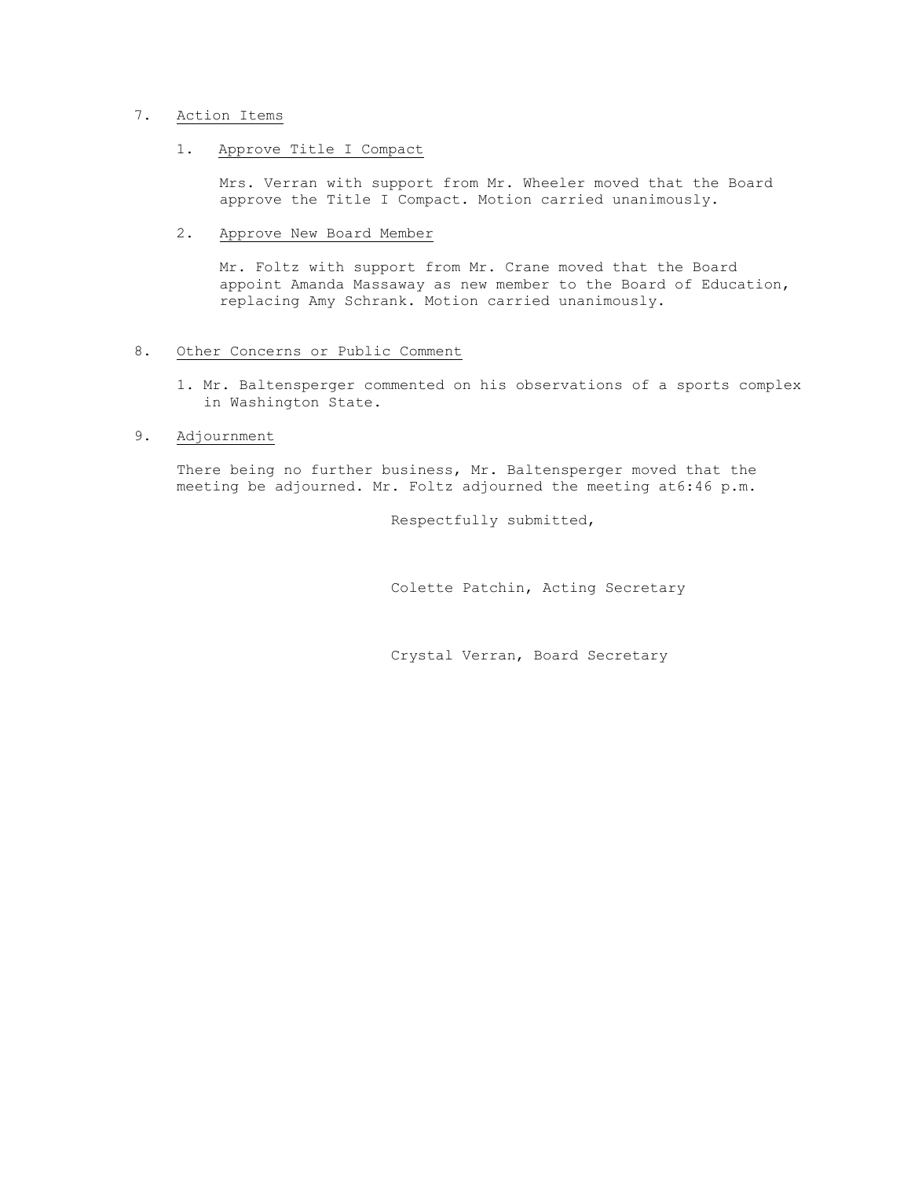7. Action Items

   1. Approve Title I Compact

      Mrs. Verran with support from Mr. Wheeler moved that the Board approve the Title I Compact. Motion carried unanimously.

   2. Approve New Board Member

      Mr. Foltz with support from Mr. Crane moved that the Board appoint Amanda Massaway as new member to the Board of Education, replacing Amy Schrank. Motion carried unanimously.

8. Other Concerns or Public Comment

   1. Mr. Baltensperger commented on his observations of a sports complex in Washington State.

9. Adjournment

   There being no further business, Mr. Baltensperger moved that the meeting be adjourned. Mr. Foltz adjourned the meeting at6:46 p.m.

Respectfully submitted,

Colette Patchin, Acting Secretary

Crystal Verran, Board Secretary